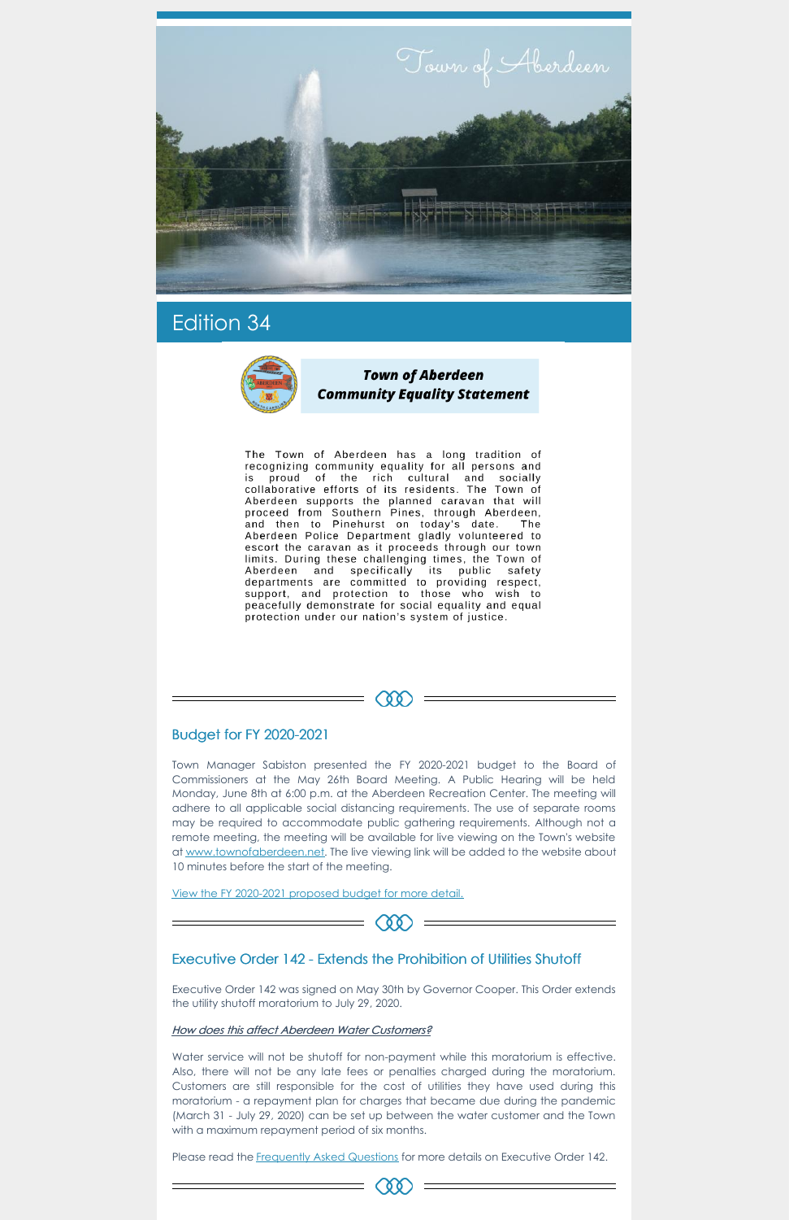Town of Aberdeen

# Edition 34

## Town of Aberdeen Community Equality Statement

The Town of Aberdeen has a long tradition of recognizing community equality for all persons and is proud of the rich cultural and socially collaborative efforts of its residents. The Town of Aberdeen supports the planned caravan that will proceed from Southern Pines, through Aberdeen, and then to Pinehurst on today's date. The Aberdeen Police Department gladly volunteered to escort the caravan as it proceeds through our town limits. During these challenging times, the Town of Aberdeen and specifically its public safety departments are committed to providing respect, support, and protection to those who wish to peacefully demonstrate for social equality and equal protection under our nation's system of justice.

## Budget for FY 2020-2021

Town Manager Sabiston presented the FY 2020-2021 budget to the Board of Commissioners at the May 26th Board Meeting. A Public Hearing will be held Monday, June 8th at 6:00 p.m. at the Aberdeen Recreation Center. The meeting will adhere to all applicable social distancing requirements. The use of separate rooms may be required to accommodate public gathering requirements. Although not a remote meeting, the meeting will be available for live viewing on the Town's website at www.townofaberdeen.net. The live viewing link will be added to the website about 10 minutes before the start of the meeting.

View the FY 2020-2021 proposed budget for more detail.

## Executive Order 142 - Extends the Prohibition of Utilities Shutoff

Executive Order 142 was signed on May 30th by Governor Cooper. This Order extends the utility shutoff moratorium to July 29, 2020.

*How does this affect Aberdeen Water Customers?*

Water service will not be shutoff for non-payment while this moratorium is effective. Also, there will not be any late fees or penalties charged during the moratorium. Customers are still responsible for the cost of utilities they have used during this moratorium - a repayment plan for charges that became due during the pandemic (March 31 - July 29, 2020) can be set up between the water customer and the Town with a maximum repayment period of six months.

Please read the Frequently Asked Questions for more details on Executive Order 142.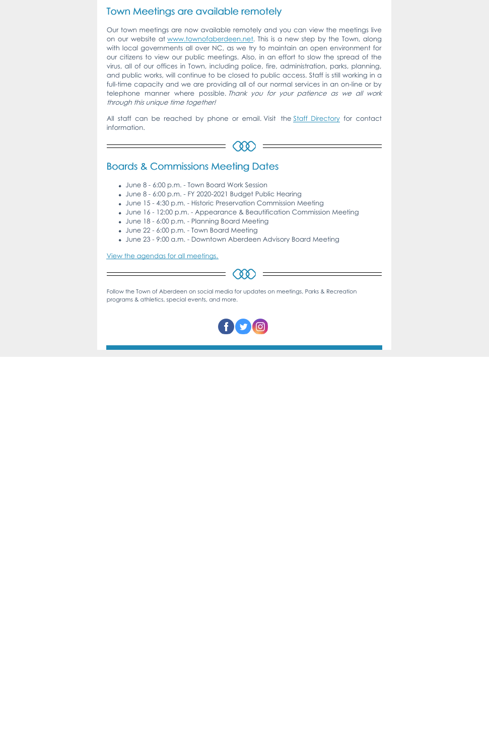## Town Meetings are available remotely

Our town meetings are now available remotely and you can view the meetings live on our website at www.townofaberdeen.net. This is a new step by the Town, along with local governments all over NC, as we try to maintain an open environment for our citizens to view our public meetings. Also, in an effort to slow the spread of the virus, all of our offices in Town, including police, fire, administration, parks, planning, and public works, will continue to be closed to public access. Staff is still working in a full-time capacity and we are providing all of our normal services in an on-line or by telephone manner where possible. *Thank you for your patience as we all work through this unique time together!*

All staff can be reached by phone or email. Visit the Staff Directory for contact information.

## Boards & Commissions Meeting Dates

- June 8 - 6:00 p.m. - Town Board Work Session
- June 8 - 6:00 p.m. - FY 2020-2021 Budget Public Hearing
- June 15 - 4:30 p.m. - Historic Preservation Commission Meeting
- June 16 - 12:00 p.m. - Appearance & Beautification Commission Meeting
- June 18 - 6:00 p.m. - Planning Board Meeting
- June 22 - 6:00 p.m. - Town Board Meeting
- June 23 - 9:00 a.m. - Downtown Aberdeen Advisory Board Meeting

View the agendas for all meetings.

Follow the Town of Aberdeen on social media for updates on meetings, Parks & Recreation programs & athletics, special events, and more.